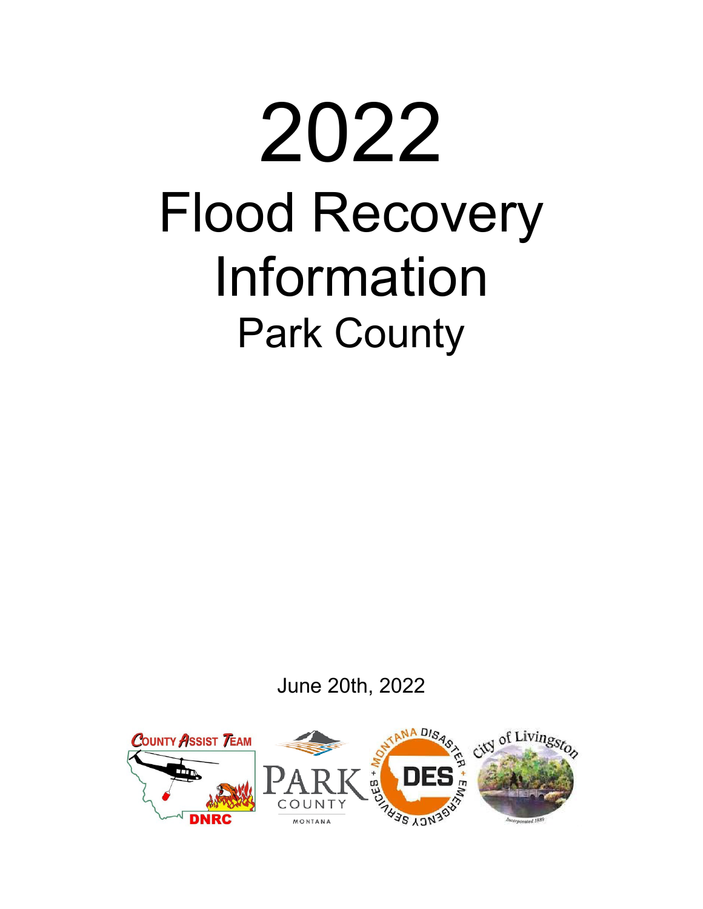# 2022

# Flood Recovery Information

## Park County

June 20th, 2022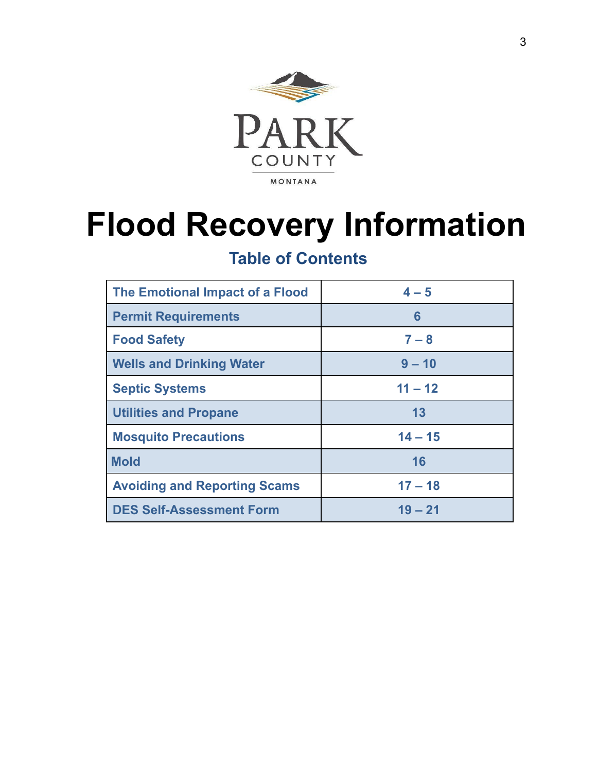PARK COUNTY

MONTANA

# Flood Recovery Information

## Table of Contents

| | |
|---|---|
| The Emotional Impact of a Flood | 4 – 5 |
| Permit Requirements | 6 |
| Food Safety | 7 – 8 |
| Wells and Drinking Water | 9 – 10 |
| Septic Systems | 11 – 12 |
| Utilities and Propane | 13 |
| Mosquito Precautions | 14 – 15 |
| Mold | 16 |
| Avoiding and Reporting Scams | 17 – 18 |
| DES Self-Assessment Form | 19 – 21 |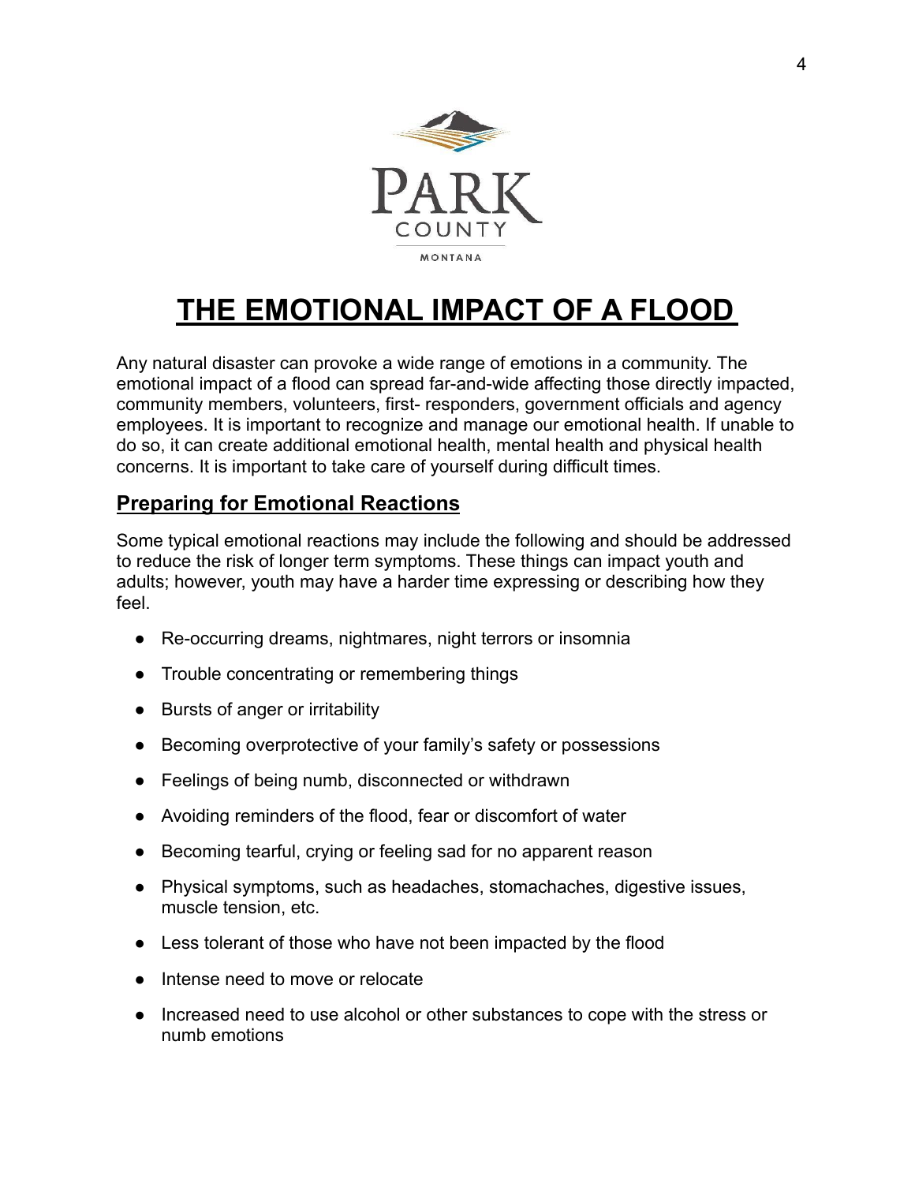# THE EMOTIONAL IMPACT OF A FLOOD

Any natural disaster can provoke a wide range of emotions in a community. The emotional impact of a flood can spread far-and-wide affecting those directly impacted, community members, volunteers, first- responders, government officials and agency employees. It is important to recognize and manage our emotional health. If unable to do so, it can create additional emotional health, mental health and physical health concerns. It is important to take care of yourself during difficult times.

## Preparing for Emotional Reactions

Some typical emotional reactions may include the following and should be addressed to reduce the risk of longer term symptoms. These things can impact youth and adults; however, youth may have a harder time expressing or describing how they feel.

- Re-occurring dreams, nightmares, night terrors or insomnia
- Trouble concentrating or remembering things
- Bursts of anger or irritability
- Becoming overprotective of your family's safety or possessions
- Feelings of being numb, disconnected or withdrawn
- Avoiding reminders of the flood, fear or discomfort of water
- Becoming tearful, crying or feeling sad for no apparent reason
- Physical symptoms, such as headaches, stomachaches, digestive issues, muscle tension, etc.
- Less tolerant of those who have not been impacted by the flood
- Intense need to move or relocate
- Increased need to use alcohol or other substances to cope with the stress or numb emotions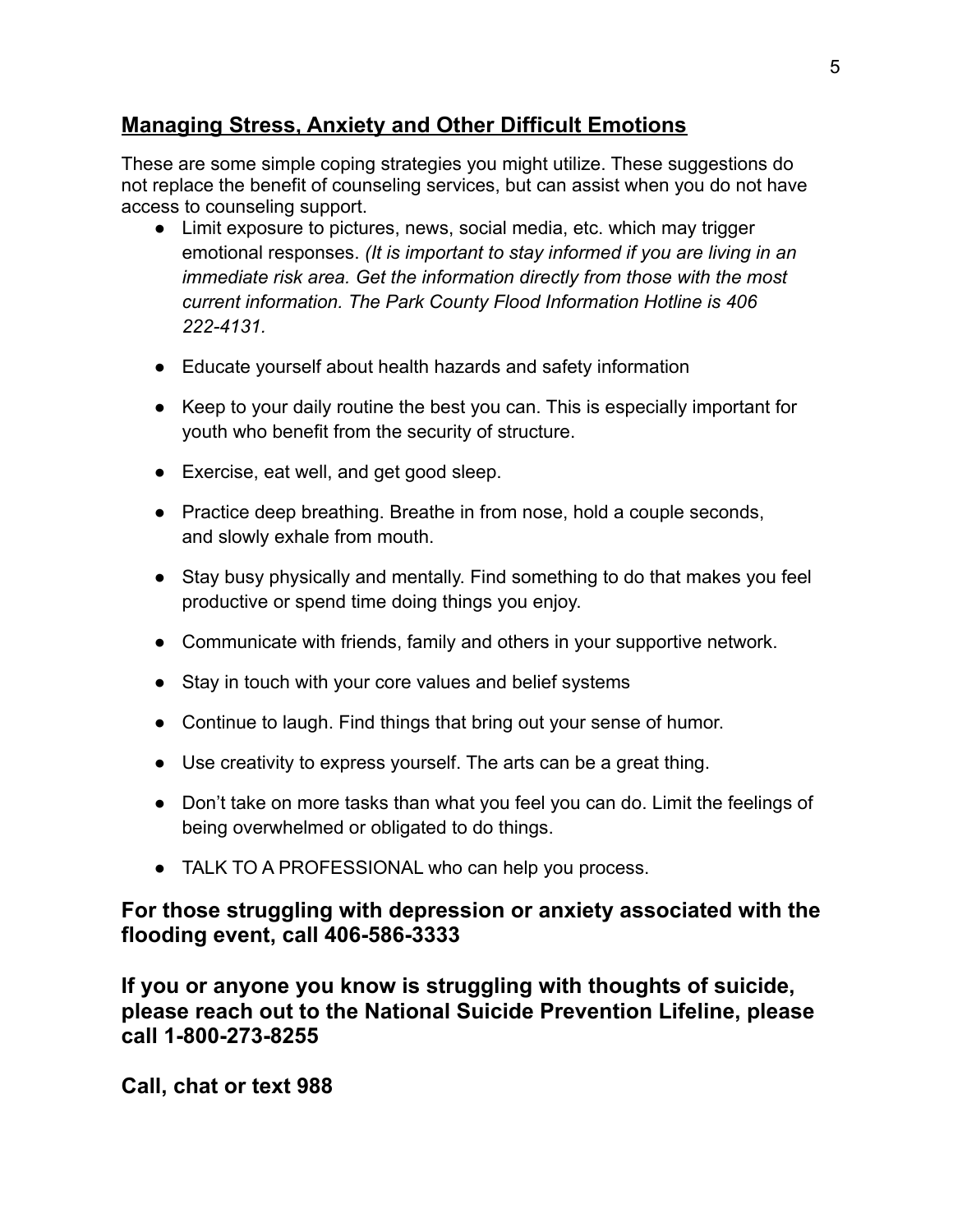## Managing Stress, Anxiety and Other Difficult Emotions

These are some simple coping strategies you might utilize. These suggestions do not replace the benefit of counseling services, but can assist when you do not have access to counseling support.

- Limit exposure to pictures, news, social media, etc. which may trigger emotional responses. *(It is important to stay informed if you are living in an immediate risk area. Get the information directly from those with the most current information. The Park County Flood Information Hotline is 406 222-4131.*
- Educate yourself about health hazards and safety information
- Keep to your daily routine the best you can. This is especially important for youth who benefit from the security of structure.
- Exercise, eat well, and get good sleep.
- Practice deep breathing. Breathe in from nose, hold a couple seconds, and slowly exhale from mouth.
- Stay busy physically and mentally. Find something to do that makes you feel productive or spend time doing things you enjoy.
- Communicate with friends, family and others in your supportive network.
- Stay in touch with your core values and belief systems
- Continue to laugh. Find things that bring out your sense of humor.
- Use creativity to express yourself. The arts can be a great thing.
- Don't take on more tasks than what you feel you can do. Limit the feelings of being overwhelmed or obligated to do things.
- TALK TO A PROFESSIONAL who can help you process.

**For those struggling with depression or anxiety associated with the flooding event, call 406-586-3333**

**If you or anyone you know is struggling with thoughts of suicide, please reach out to the National Suicide Prevention Lifeline, please call 1-800-273-8255**

**Call, chat or text 988**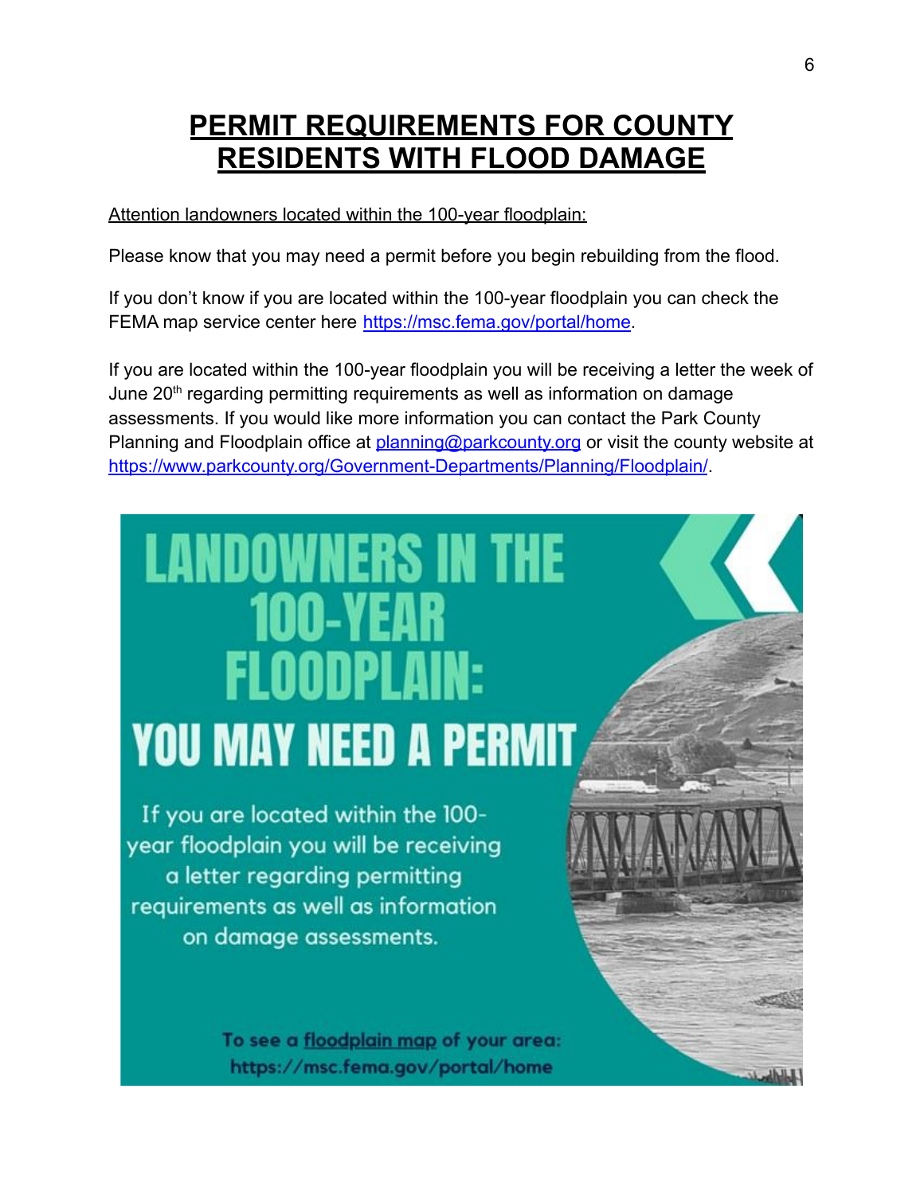# PERMIT REQUIREMENTS FOR COUNTY RESIDENTS WITH FLOOD DAMAGE

Attention landowners located within the 100-year floodplain:

Please know that you may need a permit before you begin rebuilding from the flood.

If you don't know if you are located within the 100-year floodplain you can check the FEMA map service center here https://msc.fema.gov/portal/home.

If you are located within the 100-year floodplain you will be receiving a letter the week of June 20th regarding permitting requirements as well as information on damage assessments. If you would like more information you can contact the Park County Planning and Floodplain office at planning@parkcounty.org or visit the county website at https://www.parkcounty.org/Government-Departments/Planning/Floodplain/.

## LANDOWNERS IN THE 100-YEAR FLOODPLAIN: YOU MAY NEED A PERMIT

If you are located within the 100-year floodplain you will be receiving a letter regarding permitting requirements as well as information on damage assessments.

To see a floodplain map of your area: https://msc.fema.gov/portal/home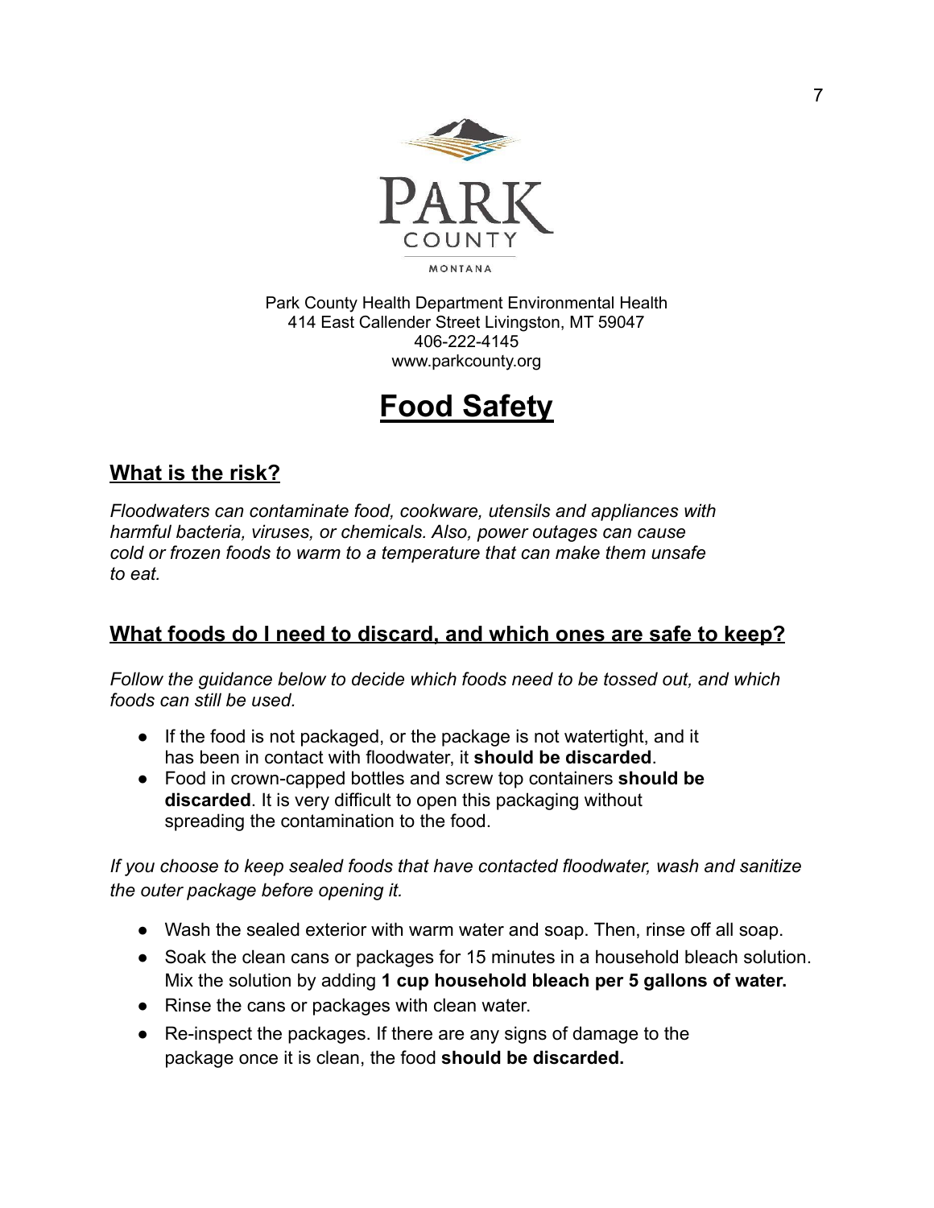PARK COUNTY

MONTANA

Park County Health Department Environmental Health
414 East Callender Street Livingston, MT 59047
406-222-4145
www.parkcounty.org

# Food Safety

## What is the risk?

*Floodwaters can contaminate food, cookware, utensils and appliances with harmful bacteria, viruses, or chemicals. Also, power outages can cause cold or frozen foods to warm to a temperature that can make them unsafe to eat.*

## What foods do I need to discard, and which ones are safe to keep?

*Follow the guidance below to decide which foods need to be tossed out, and which foods can still be used.*

- If the food is not packaged, or the package is not watertight, and it has been in contact with floodwater, it **should be discarded**.
- Food in crown-capped bottles and screw top containers **should be discarded**. It is very difficult to open this packaging without spreading the contamination to the food.

*If you choose to keep sealed foods that have contacted floodwater, wash and sanitize the outer package before opening it.*

- Wash the sealed exterior with warm water and soap. Then, rinse off all soap.
- Soak the clean cans or packages for 15 minutes in a household bleach solution. Mix the solution by adding **1 cup household bleach per 5 gallons of water.**
- Rinse the cans or packages with clean water.
- Re-inspect the packages. If there are any signs of damage to the package once it is clean, the food **should be discarded.**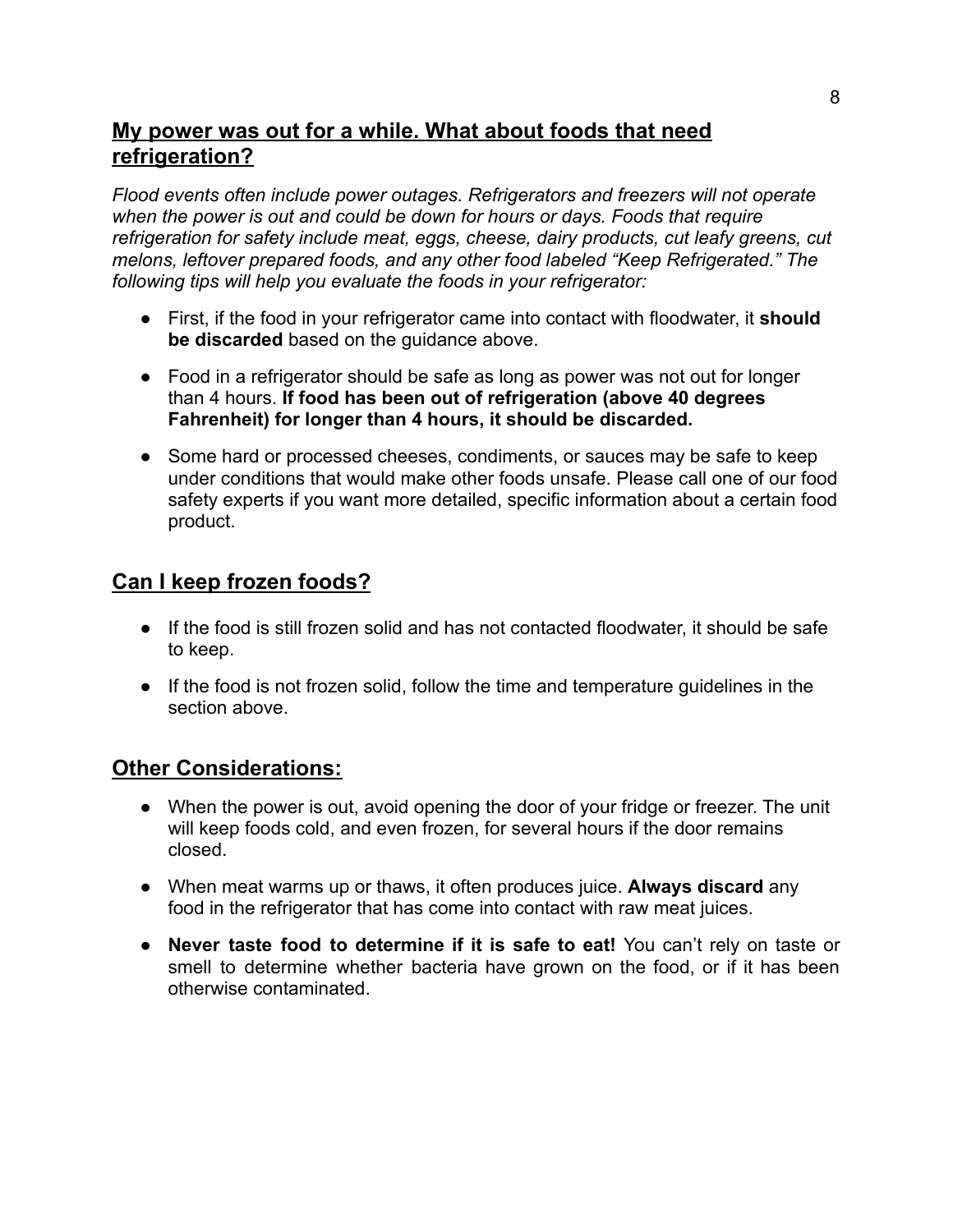## My power was out for a while. What about foods that need refrigeration?

*Flood events often include power outages. Refrigerators and freezers will not operate when the power is out and could be down for hours or days. Foods that require refrigeration for safety include meat, eggs, cheese, dairy products, cut leafy greens, cut melons, leftover prepared foods, and any other food labeled "Keep Refrigerated." The following tips will help you evaluate the foods in your refrigerator:*

- First, if the food in your refrigerator came into contact with floodwater, it **should be discarded** based on the guidance above.
- Food in a refrigerator should be safe as long as power was not out for longer than 4 hours. **If food has been out of refrigeration (above 40 degrees Fahrenheit) for longer than 4 hours, it should be discarded.**
- Some hard or processed cheeses, condiments, or sauces may be safe to keep under conditions that would make other foods unsafe. Please call one of our food safety experts if you want more detailed, specific information about a certain food product.

## Can I keep frozen foods?

- If the food is still frozen solid and has not contacted floodwater, it should be safe to keep.
- If the food is not frozen solid, follow the time and temperature guidelines in the section above.

## Other Considerations:

- When the power is out, avoid opening the door of your fridge or freezer. The unit will keep foods cold, and even frozen, for several hours if the door remains closed.
- When meat warms up or thaws, it often produces juice. **Always discard** any food in the refrigerator that has come into contact with raw meat juices.
- **Never taste food to determine if it is safe to eat!** You can't rely on taste or smell to determine whether bacteria have grown on the food, or if it has been otherwise contaminated.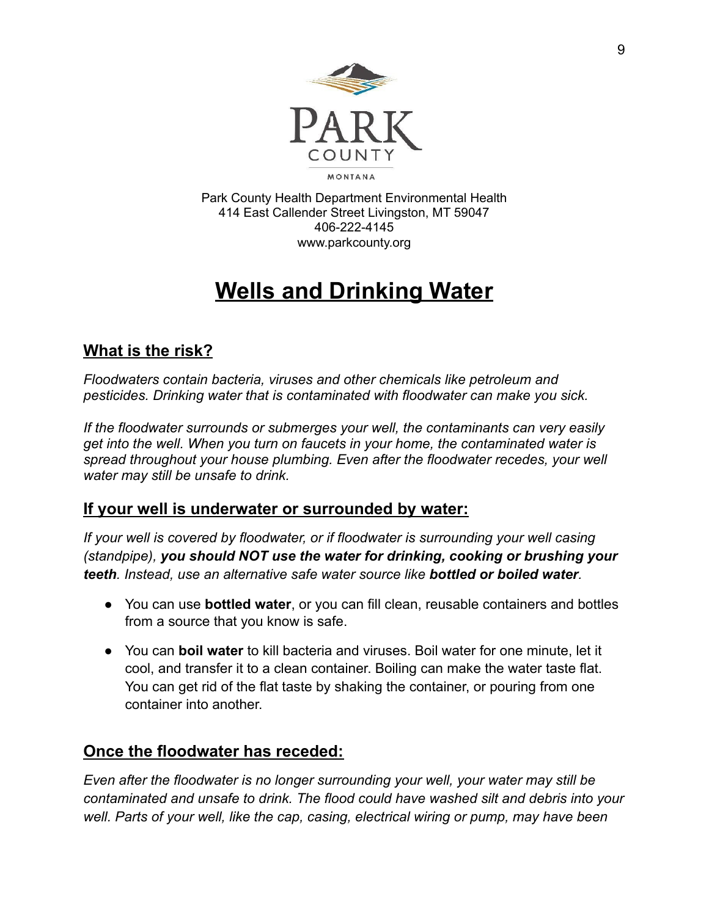Park County Health Department Environmental Health
414 East Callender Street Livingston, MT 59047
406-222-4145
www.parkcounty.org

# Wells and Drinking Water

## What is the risk?

*Floodwaters contain bacteria, viruses and other chemicals like petroleum and pesticides. Drinking water that is contaminated with floodwater can make you sick.*

*If the floodwater surrounds or submerges your well, the contaminants can very easily get into the well. When you turn on faucets in your home, the contaminated water is spread throughout your house plumbing. Even after the floodwater recedes, your well water may still be unsafe to drink.*

## If your well is underwater or surrounded by water:

*If your well is covered by floodwater, or if floodwater is surrounding your well casing (standpipe), **you should NOT use the water for drinking, cooking or brushing your teeth**. Instead, use an alternative safe water source like **bottled or boiled water**.*

- You can use **bottled water**, or you can fill clean, reusable containers and bottles from a source that you know is safe.
- You can **boil water** to kill bacteria and viruses. Boil water for one minute, let it cool, and transfer it to a clean container. Boiling can make the water taste flat. You can get rid of the flat taste by shaking the container, or pouring from one container into another.

## Once the floodwater has receded:

*Even after the floodwater is no longer surrounding your well, your water may still be contaminated and unsafe to drink. The flood could have washed silt and debris into your well. Parts of your well, like the cap, casing, electrical wiring or pump, may have been*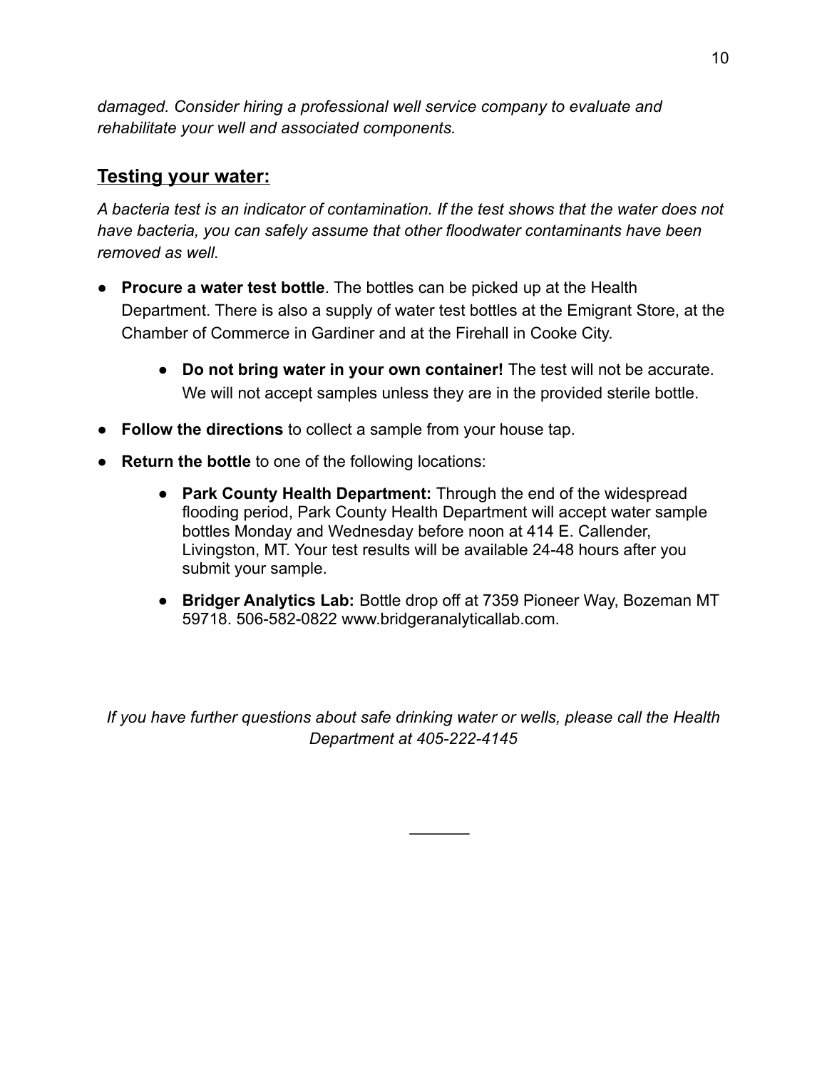*damaged. Consider hiring a professional well service company to evaluate and rehabilitate your well and associated components.*

## Testing your water:

*A bacteria test is an indicator of contamination. If the test shows that the water does not have bacteria, you can safely assume that other floodwater contaminants have been removed as well.*

- **Procure a water test bottle**. The bottles can be picked up at the Health Department. There is also a supply of water test bottles at the Emigrant Store, at the Chamber of Commerce in Gardiner and at the Firehall in Cooke City.
  - **Do not bring water in your own container!** The test will not be accurate. We will not accept samples unless they are in the provided sterile bottle.
- **Follow the directions** to collect a sample from your house tap.
- **Return the bottle** to one of the following locations:
  - **Park County Health Department:** Through the end of the widespread flooding period, Park County Health Department will accept water sample bottles Monday and Wednesday before noon at 414 E. Callender, Livingston, MT. Your test results will be available 24-48 hours after you submit your sample.
  - **Bridger Analytics Lab:** Bottle drop off at 7359 Pioneer Way, Bozeman MT 59718. 506-582-0822 www.bridgeranalyticallab.com.

*If you have further questions about safe drinking water or wells, please call the Health Department at 405-222-4145*

---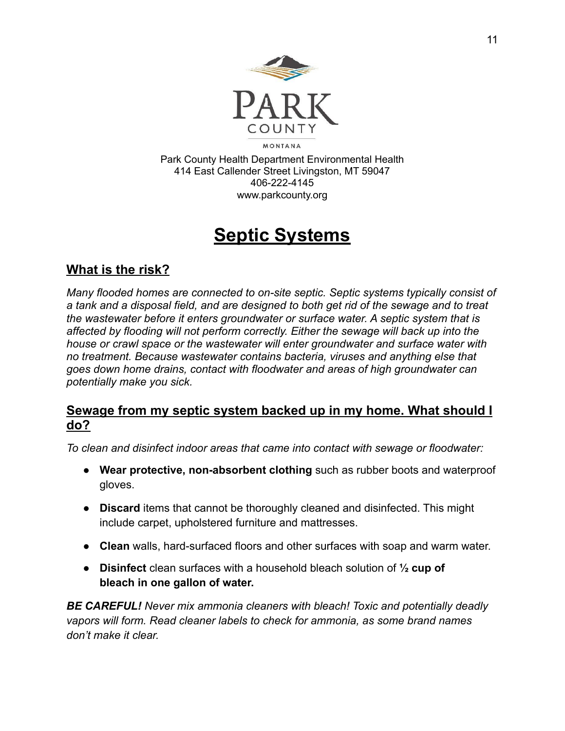PARK COUNTY

MONTANA

Park County Health Department Environmental Health
414 East Callender Street Livingston, MT 59047
406-222-4145
www.parkcounty.org

# Septic Systems

## What is the risk?

*Many flooded homes are connected to on-site septic. Septic systems typically consist of a tank and a disposal field, and are designed to both get rid of the sewage and to treat the wastewater before it enters groundwater or surface water. A septic system that is affected by flooding will not perform correctly. Either the sewage will back up into the house or crawl space or the wastewater will enter groundwater and surface water with no treatment. Because wastewater contains bacteria, viruses and anything else that goes down home drains, contact with floodwater and areas of high groundwater can potentially make you sick.*

## Sewage from my septic system backed up in my home. What should I do?

*To clean and disinfect indoor areas that came into contact with sewage or floodwater:*

- **Wear protective, non-absorbent clothing** such as rubber boots and waterproof gloves.
- **Discard** items that cannot be thoroughly cleaned and disinfected. This might include carpet, upholstered furniture and mattresses.
- **Clean** walls, hard-surfaced floors and other surfaces with soap and warm water.
- **Disinfect** clean surfaces with a household bleach solution of **½ cup of bleach in one gallon of water.**

***BE CAREFUL!*** *Never mix ammonia cleaners with bleach! Toxic and potentially deadly vapors will form. Read cleaner labels to check for ammonia, as some brand names don't make it clear.*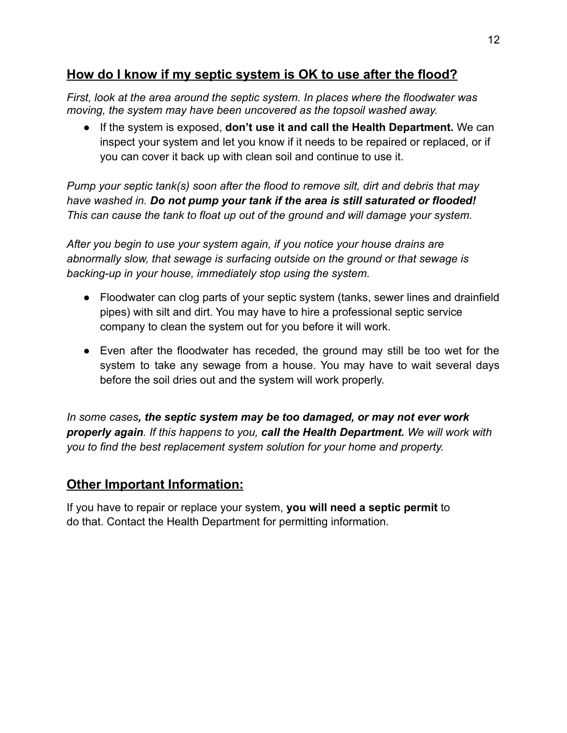## **How do I know if my septic system is OK to use after the flood?**

*First, look at the area around the septic system. In places where the floodwater was moving, the system may have been uncovered as the topsoil washed away.*

- If the system is exposed, **don't use it and call the Health Department.** We can inspect your system and let you know if it needs to be repaired or replaced, or if you can cover it back up with clean soil and continue to use it.

*Pump your septic tank(s) soon after the flood to remove silt, dirt and debris that may have washed in.* ***Do not pump your tank if the area is still saturated or flooded!*** *This can cause the tank to float up out of the ground and will damage your system.*

*After you begin to use your system again, if you notice your house drains are abnormally slow, that sewage is surfacing outside on the ground or that sewage is backing-up in your house, immediately stop using the system.*

- Floodwater can clog parts of your septic system (tanks, sewer lines and drainfield pipes) with silt and dirt. You may have to hire a professional septic service company to clean the system out for you before it will work.
- Even after the floodwater has receded, the ground may still be too wet for the system to take any sewage from a house. You may have to wait several days before the soil dries out and the system will work properly.

*In some cases**, the septic system may be too damaged, or may not ever work properly again**. If this happens to you,* ***call the Health Department.*** *We will work with you to find the best replacement system solution for your home and property.*

## **Other Important Information:**

If you have to repair or replace your system, **you will need a septic permit** to do that. Contact the Health Department for permitting information.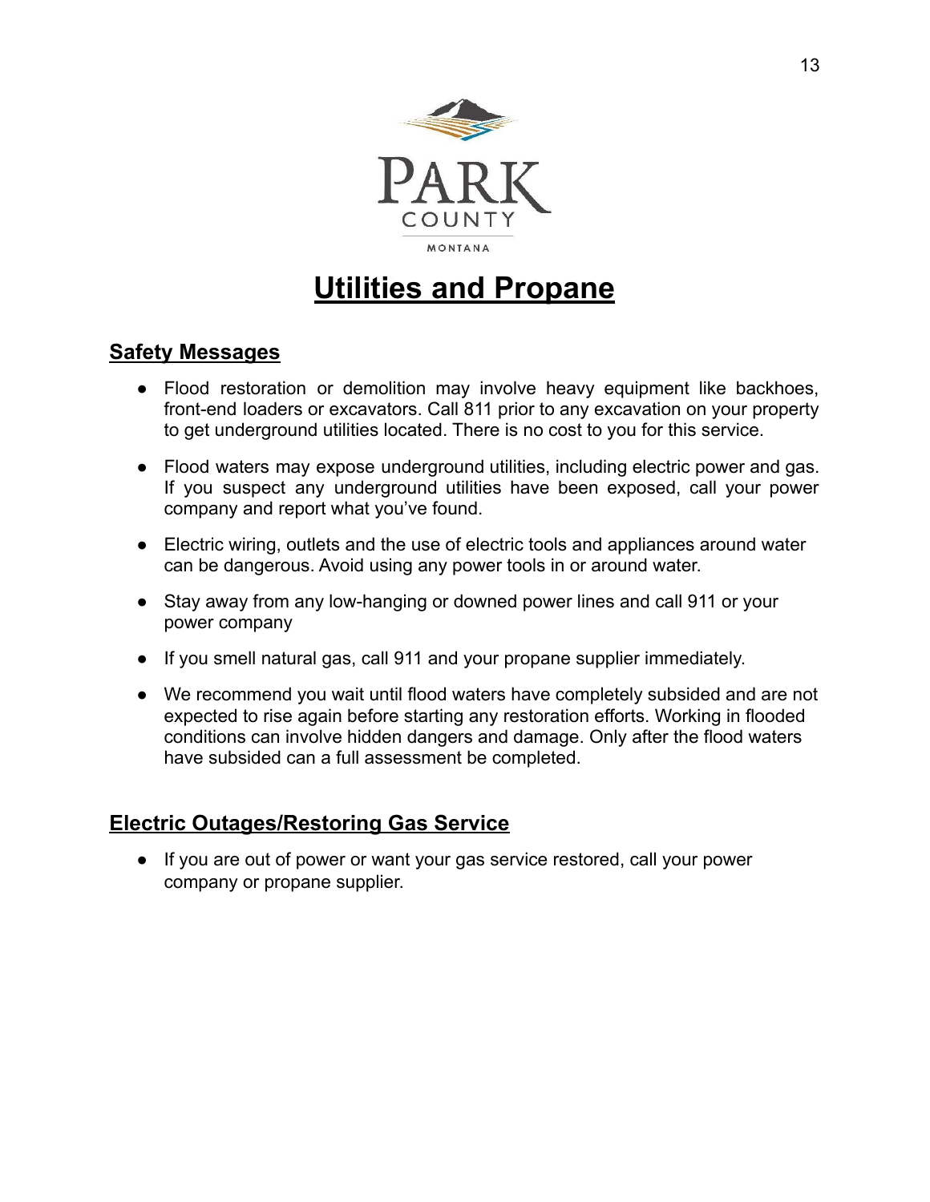# Utilities and Propane

## Safety Messages

- Flood restoration or demolition may involve heavy equipment like backhoes, front-end loaders or excavators. Call 811 prior to any excavation on your property to get underground utilities located. There is no cost to you for this service.
- Flood waters may expose underground utilities, including electric power and gas. If you suspect any underground utilities have been exposed, call your power company and report what you've found.
- Electric wiring, outlets and the use of electric tools and appliances around water can be dangerous. Avoid using any power tools in or around water.
- Stay away from any low-hanging or downed power lines and call 911 or your power company
- If you smell natural gas, call 911 and your propane supplier immediately.
- We recommend you wait until flood waters have completely subsided and are not expected to rise again before starting any restoration efforts. Working in flooded conditions can involve hidden dangers and damage. Only after the flood waters have subsided can a full assessment be completed.

## Electric Outages/Restoring Gas Service

- If you are out of power or want your gas service restored, call your power company or propane supplier.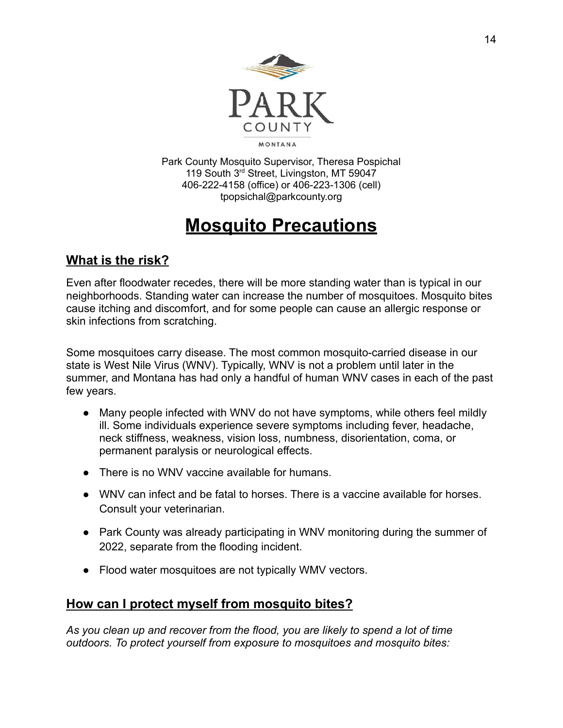PARK COUNTY

MONTANA

Park County Mosquito Supervisor, Theresa Pospichal
119 South 3rd Street, Livingston, MT 59047
406-222-4158 (office) or 406-223-1306 (cell)
tpopsichal@parkcounty.org

# Mosquito Precautions

## What is the risk?

Even after floodwater recedes, there will be more standing water than is typical in our neighborhoods. Standing water can increase the number of mosquitoes. Mosquito bites cause itching and discomfort, and for some people can cause an allergic response or skin infections from scratching.

Some mosquitoes carry disease. The most common mosquito-carried disease in our state is West Nile Virus (WNV). Typically, WNV is not a problem until later in the summer, and Montana has had only a handful of human WNV cases in each of the past few years.

- Many people infected with WNV do not have symptoms, while others feel mildly ill. Some individuals experience severe symptoms including fever, headache, neck stiffness, weakness, vision loss, numbness, disorientation, coma, or permanent paralysis or neurological effects.
- There is no WNV vaccine available for humans.
- WNV can infect and be fatal to horses. There is a vaccine available for horses. Consult your veterinarian.
- Park County was already participating in WNV monitoring during the summer of 2022, separate from the flooding incident.
- Flood water mosquitoes are not typically WMV vectors.

## How can I protect myself from mosquito bites?

*As you clean up and recover from the flood, you are likely to spend a lot of time outdoors. To protect yourself from exposure to mosquitoes and mosquito bites:*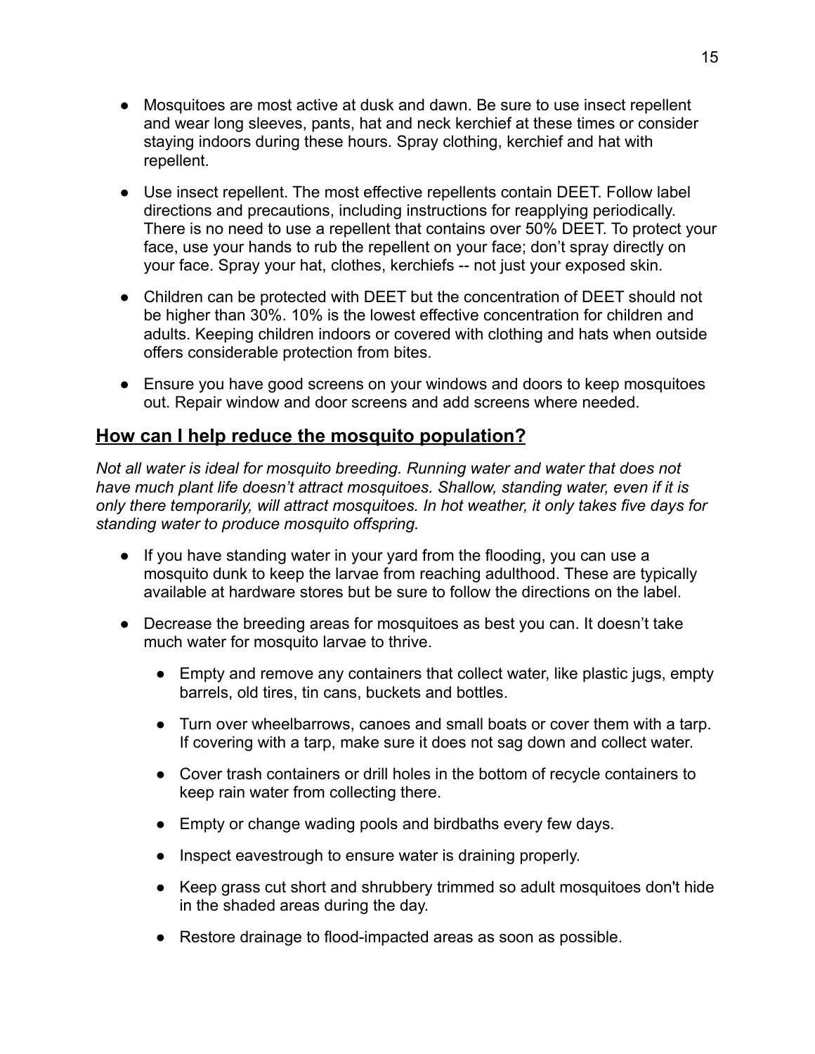- Mosquitoes are most active at dusk and dawn. Be sure to use insect repellent and wear long sleeves, pants, hat and neck kerchief at these times or consider staying indoors during these hours. Spray clothing, kerchief and hat with repellent.

- Use insect repellent. The most effective repellents contain DEET. Follow label directions and precautions, including instructions for reapplying periodically. There is no need to use a repellent that contains over 50% DEET. To protect your face, use your hands to rub the repellent on your face; don't spray directly on your face. Spray your hat, clothes, kerchiefs -- not just your exposed skin.

- Children can be protected with DEET but the concentration of DEET should not be higher than 30%. 10% is the lowest effective concentration for children and adults. Keeping children indoors or covered with clothing and hats when outside offers considerable protection from bites.

- Ensure you have good screens on your windows and doors to keep mosquitoes out. Repair window and door screens and add screens where needed.

## **How can I help reduce the mosquito population?**

*Not all water is ideal for mosquito breeding. Running water and water that does not have much plant life doesn't attract mosquitoes. Shallow, standing water, even if it is only there temporarily, will attract mosquitoes. In hot weather, it only takes five days for standing water to produce mosquito offspring.*

- If you have standing water in your yard from the flooding, you can use a mosquito dunk to keep the larvae from reaching adulthood. These are typically available at hardware stores but be sure to follow the directions on the label.

- Decrease the breeding areas for mosquitoes as best you can. It doesn't take much water for mosquito larvae to thrive.

    - Empty and remove any containers that collect water, like plastic jugs, empty barrels, old tires, tin cans, buckets and bottles.

    - Turn over wheelbarrows, canoes and small boats or cover them with a tarp. If covering with a tarp, make sure it does not sag down and collect water.

    - Cover trash containers or drill holes in the bottom of recycle containers to keep rain water from collecting there.

    - Empty or change wading pools and birdbaths every few days.

    - Inspect eavestrough to ensure water is draining properly.

    - Keep grass cut short and shrubbery trimmed so adult mosquitoes don't hide in the shaded areas during the day.

    - Restore drainage to flood-impacted areas as soon as possible.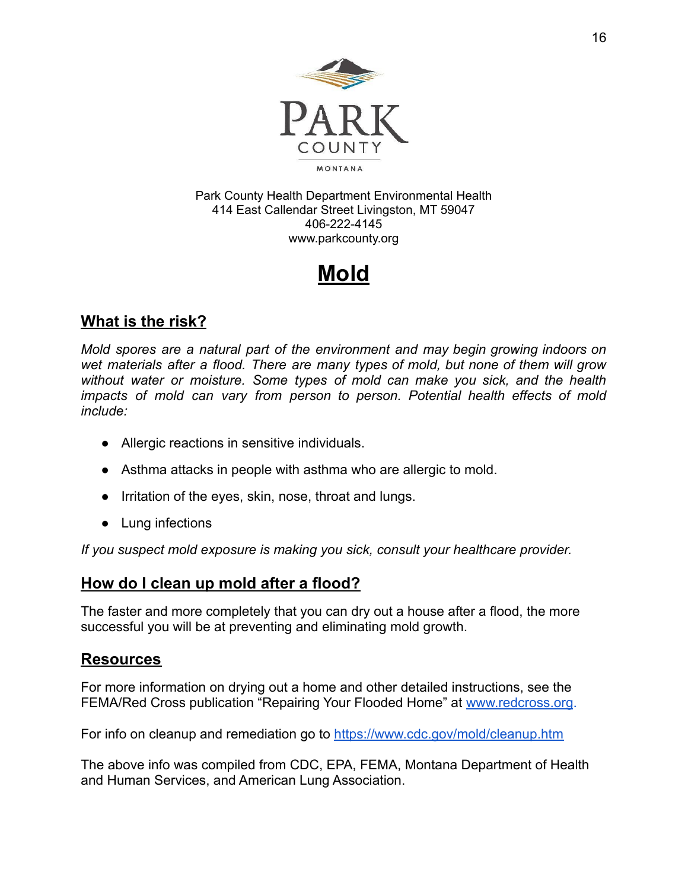PARK COUNTY

MONTANA

Park County Health Department Environmental Health
414 East Callendar Street Livingston, MT 59047
406-222-4145
www.parkcounty.org

# Mold

## What is the risk?

*Mold spores are a natural part of the environment and may begin growing indoors on wet materials after a flood. There are many types of mold, but none of them will grow without water or moisture. Some types of mold can make you sick, and the health impacts of mold can vary from person to person. Potential health effects of mold include:*

- Allergic reactions in sensitive individuals.
- Asthma attacks in people with asthma who are allergic to mold.
- Irritation of the eyes, skin, nose, throat and lungs.
- Lung infections

*If you suspect mold exposure is making you sick, consult your healthcare provider.*

## How do I clean up mold after a flood?

The faster and more completely that you can dry out a house after a flood, the more successful you will be at preventing and eliminating mold growth.

## Resources

For more information on drying out a home and other detailed instructions, see the FEMA/Red Cross publication "Repairing Your Flooded Home" at [www.redcross.org](www.redcross.org).

For info on cleanup and remediation go to [https://www.cdc.gov/mold/cleanup.htm](https://www.cdc.gov/mold/cleanup.htm)

The above info was compiled from CDC, EPA, FEMA, Montana Department of Health and Human Services, and American Lung Association.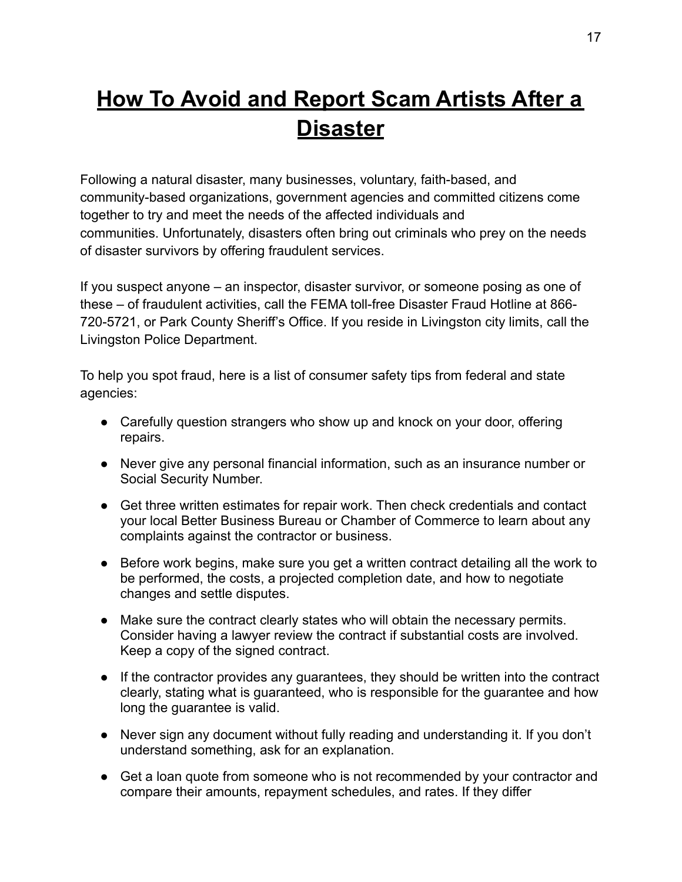# How To Avoid and Report Scam Artists After a Disaster

Following a natural disaster, many businesses, voluntary, faith-based, and community-based organizations, government agencies and committed citizens come together to try and meet the needs of the affected individuals and communities. Unfortunately, disasters often bring out criminals who prey on the needs of disaster survivors by offering fraudulent services.

If you suspect anyone – an inspector, disaster survivor, or someone posing as one of these – of fraudulent activities, call the FEMA toll-free Disaster Fraud Hotline at 866-720-5721, or Park County Sheriff's Office. If you reside in Livingston city limits, call the Livingston Police Department.

To help you spot fraud, here is a list of consumer safety tips from federal and state agencies:

- Carefully question strangers who show up and knock on your door, offering repairs.
- Never give any personal financial information, such as an insurance number or Social Security Number.
- Get three written estimates for repair work. Then check credentials and contact your local Better Business Bureau or Chamber of Commerce to learn about any complaints against the contractor or business.
- Before work begins, make sure you get a written contract detailing all the work to be performed, the costs, a projected completion date, and how to negotiate changes and settle disputes.
- Make sure the contract clearly states who will obtain the necessary permits. Consider having a lawyer review the contract if substantial costs are involved. Keep a copy of the signed contract.
- If the contractor provides any guarantees, they should be written into the contract clearly, stating what is guaranteed, who is responsible for the guarantee and how long the guarantee is valid.
- Never sign any document without fully reading and understanding it. If you don't understand something, ask for an explanation.
- Get a loan quote from someone who is not recommended by your contractor and compare their amounts, repayment schedules, and rates. If they differ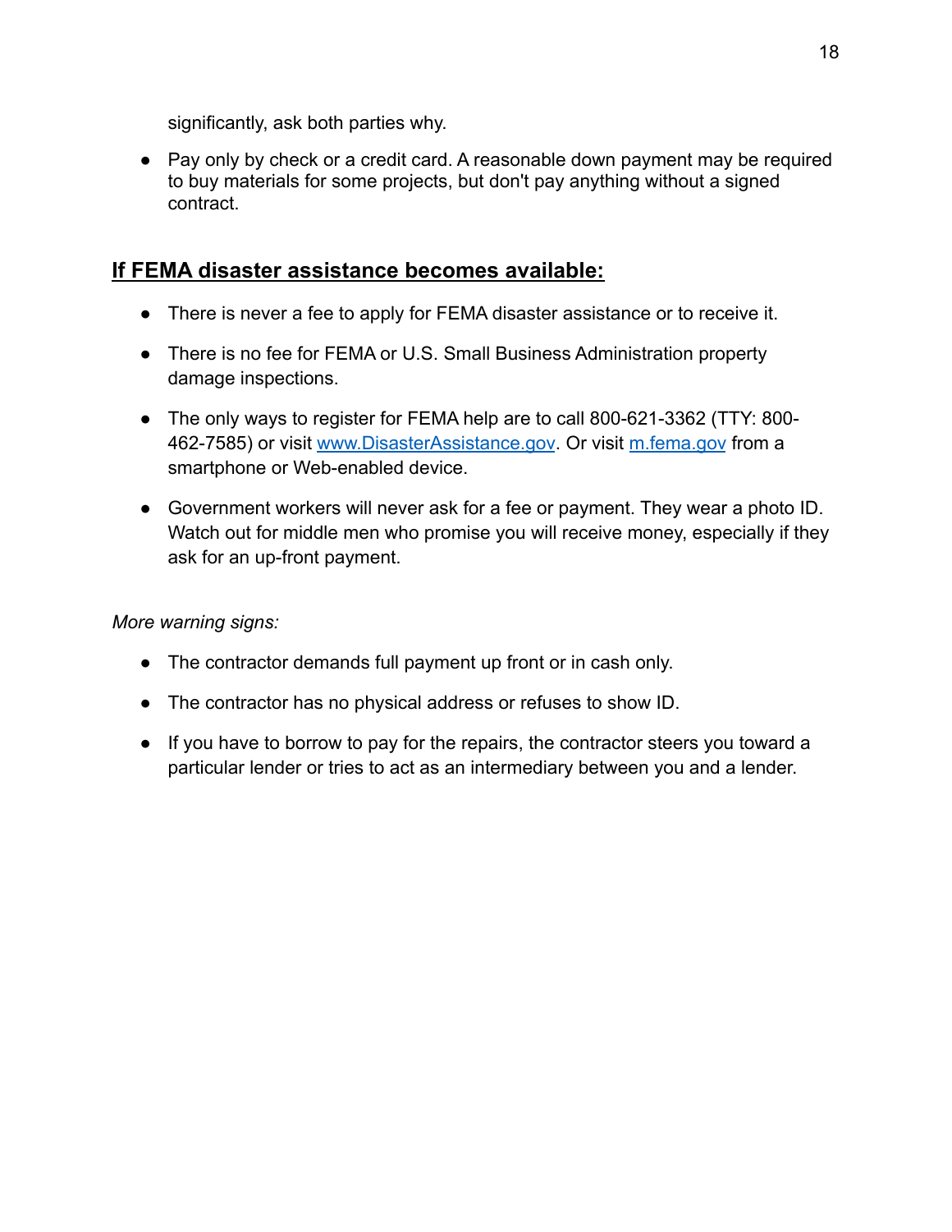significantly, ask both parties why.

- Pay only by check or a credit card. A reasonable down payment may be required to buy materials for some projects, but don't pay anything without a signed contract.

## **If FEMA disaster assistance becomes available:**

- There is never a fee to apply for FEMA disaster assistance or to receive it.
- There is no fee for FEMA or U.S. Small Business Administration property damage inspections.
- The only ways to register for FEMA help are to call 800-621-3362 (TTY: 800-462-7585) or visit [www.DisasterAssistance.gov](http://www.DisasterAssistance.gov). Or visit [m.fema.gov](http://m.fema.gov) from a smartphone or Web-enabled device.
- Government workers will never ask for a fee or payment. They wear a photo ID. Watch out for middle men who promise you will receive money, especially if they ask for an up-front payment.

*More warning signs:*

- The contractor demands full payment up front or in cash only.
- The contractor has no physical address or refuses to show ID.
- If you have to borrow to pay for the repairs, the contractor steers you toward a particular lender or tries to act as an intermediary between you and a lender.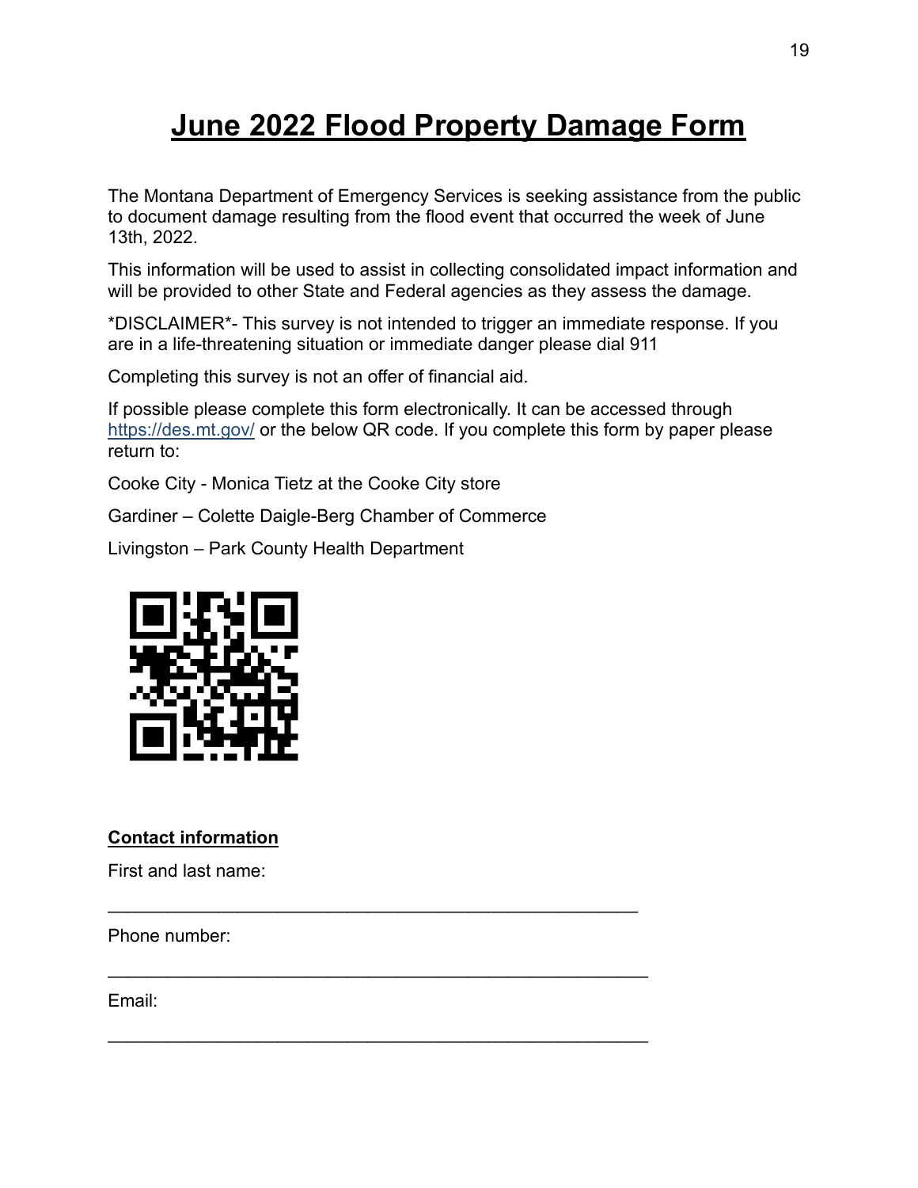# June 2022 Flood Property Damage Form

The Montana Department of Emergency Services is seeking assistance from the public to document damage resulting from the flood event that occurred the week of June 13th, 2022.

This information will be used to assist in collecting consolidated impact information and will be provided to other State and Federal agencies as they assess the damage.

*DISCLAIMER*- This survey is not intended to trigger an immediate response. If you are in a life-threatening situation or immediate danger please dial 911

Completing this survey is not an offer of financial aid.

If possible please complete this form electronically. It can be accessed through https://des.mt.gov/ or the below QR code. If you complete this form by paper please return to:

Cooke City - Monica Tietz at the Cooke City store

Gardiner – Colette Daigle-Berg Chamber of Commerce

Livingston – Park County Health Department

## Contact information

First and last name:

_______________________________________________

Phone number:

_______________________________________________

Email:

_______________________________________________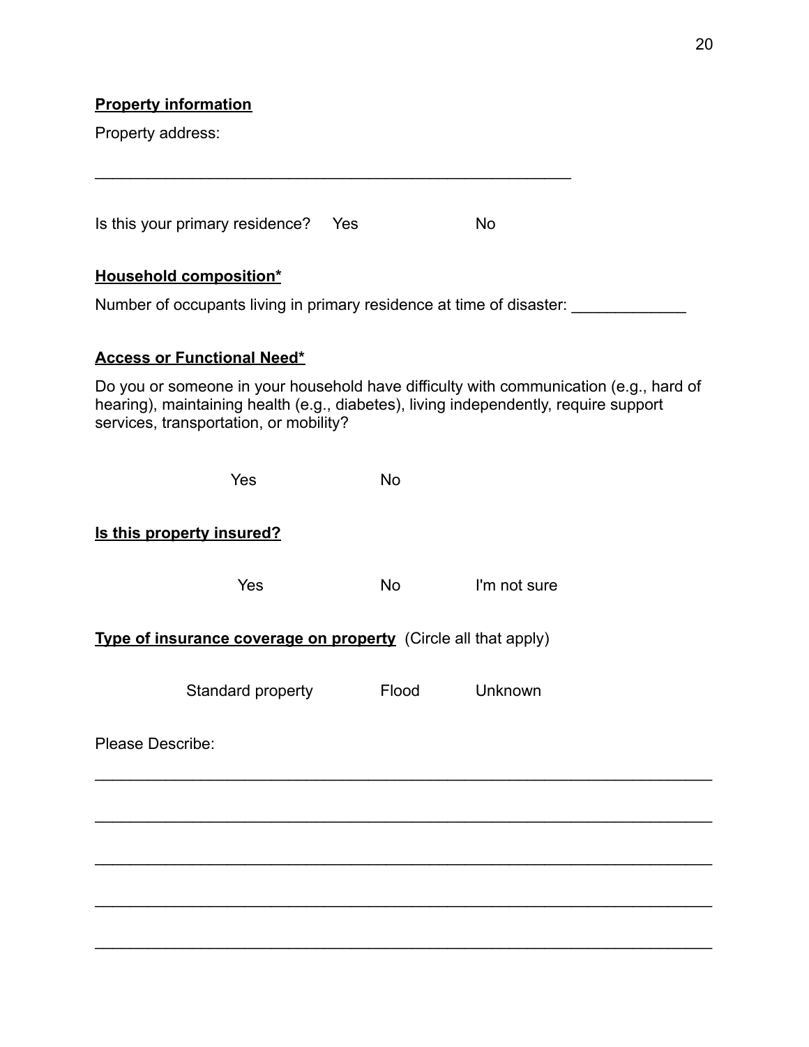**Property information**

Property address:

\_\_\_\_\_\_\_\_\_\_\_\_\_\_\_\_\_\_\_\_\_\_\_\_\_\_\_\_\_\_\_\_\_\_\_\_\_\_\_\_\_\_\_\_\_\_\_\_\_\_\_\_\_\_\_

Is this your primary residence? Yes No

**Household composition***

Number of occupants living in primary residence at time of disaster: \_\_\_\_\_\_\_\_\_\_\_\_\_

**Access or Functional Need***

Do you or someone in your household have difficulty with communication (e.g., hard of hearing), maintaining health (e.g., diabetes), living independently, require support services, transportation, or mobility?

Yes No

**Is this property insured?**

Yes No I'm not sure

**Type of insurance coverage on property** (Circle all that apply)

Standard property Flood Unknown

Please Describe:

\_\_\_\_\_\_\_\_\_\_\_\_\_\_\_\_\_\_\_\_\_\_\_\_\_\_\_\_\_\_\_\_\_\_\_\_\_\_\_\_\_\_\_\_\_\_\_\_\_\_\_\_\_\_\_\_\_\_\_\_\_\_\_\_\_\_\_\_\_

\_\_\_\_\_\_\_\_\_\_\_\_\_\_\_\_\_\_\_\_\_\_\_\_\_\_\_\_\_\_\_\_\_\_\_\_\_\_\_\_\_\_\_\_\_\_\_\_\_\_\_\_\_\_\_\_\_\_\_\_\_\_\_\_\_\_\_\_\_

\_\_\_\_\_\_\_\_\_\_\_\_\_\_\_\_\_\_\_\_\_\_\_\_\_\_\_\_\_\_\_\_\_\_\_\_\_\_\_\_\_\_\_\_\_\_\_\_\_\_\_\_\_\_\_\_\_\_\_\_\_\_\_\_\_\_\_\_\_

\_\_\_\_\_\_\_\_\_\_\_\_\_\_\_\_\_\_\_\_\_\_\_\_\_\_\_\_\_\_\_\_\_\_\_\_\_\_\_\_\_\_\_\_\_\_\_\_\_\_\_\_\_\_\_\_\_\_\_\_\_\_\_\_\_\_\_\_\_

\_\_\_\_\_\_\_\_\_\_\_\_\_\_\_\_\_\_\_\_\_\_\_\_\_\_\_\_\_\_\_\_\_\_\_\_\_\_\_\_\_\_\_\_\_\_\_\_\_\_\_\_\_\_\_\_\_\_\_\_\_\_\_\_\_\_\_\_\_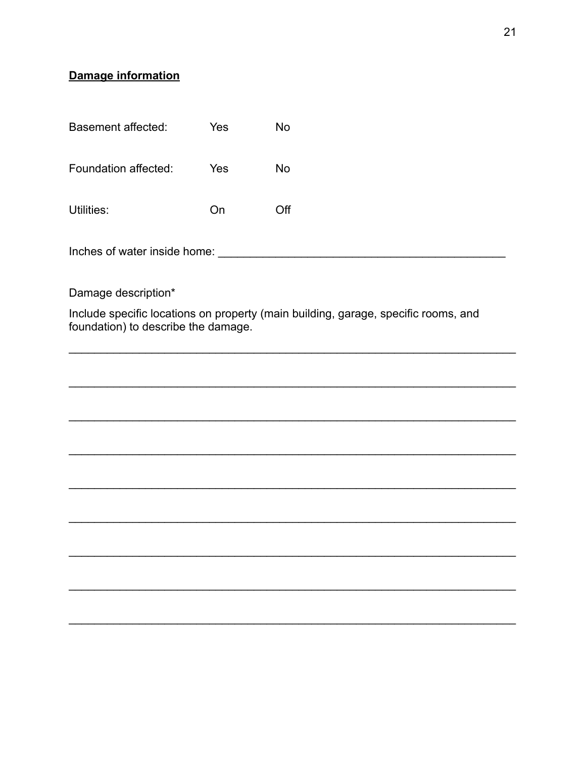**Damage information**

Basement affected: Yes No

Foundation affected: Yes No

Utilities: On Off

Inches of water inside home: ______________________________________________

Damage description*

Include specific locations on property (main building, garage, specific rooms, and foundation) to describe the damage.

______________________________________________________________________

______________________________________________________________________

______________________________________________________________________

______________________________________________________________________

______________________________________________________________________

______________________________________________________________________

______________________________________________________________________

______________________________________________________________________

______________________________________________________________________